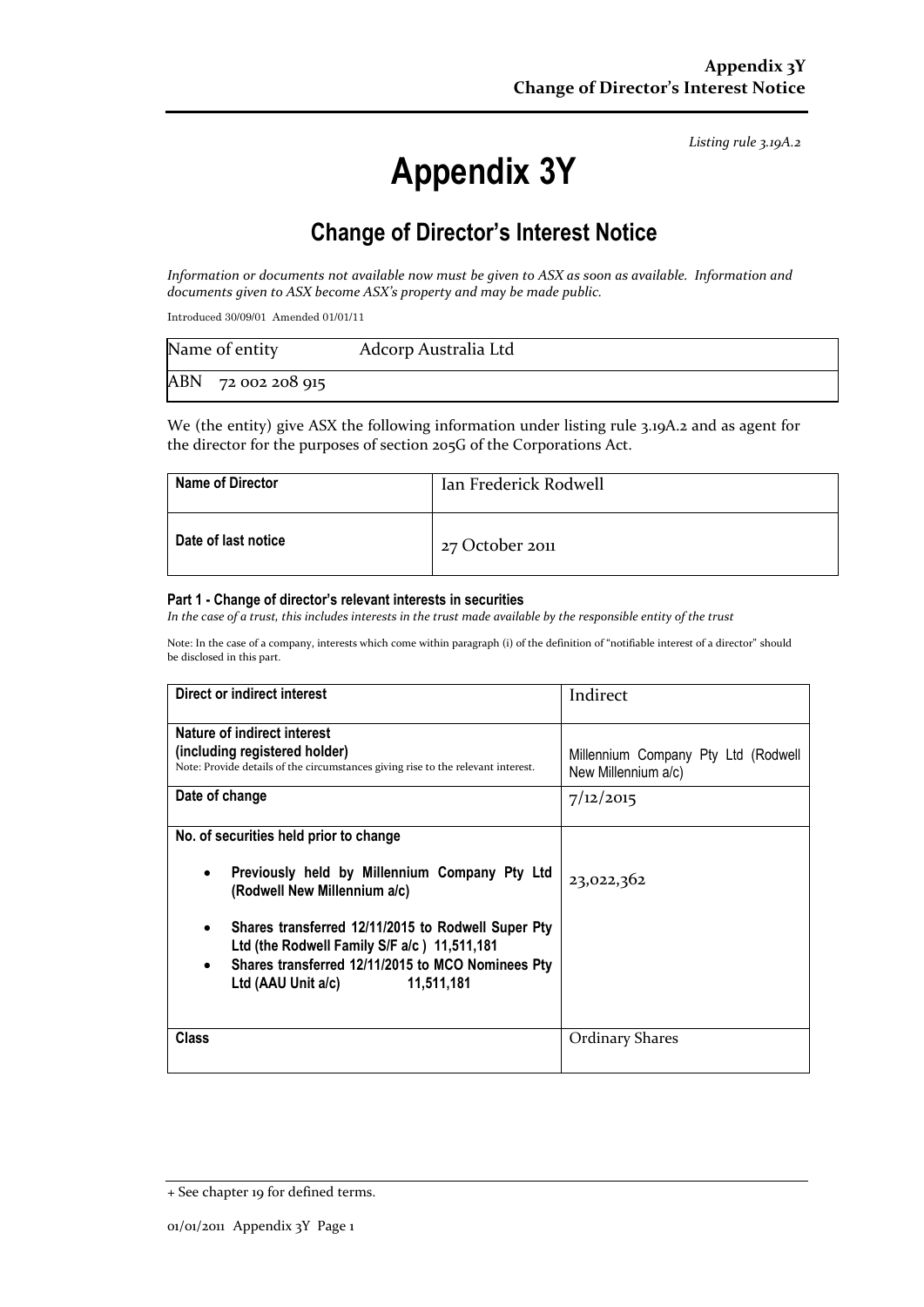*Listing rule 3.19A.2*

# Appendix 3Y

## Change of Director's Interest Notice

*Information or documents not available now must be given to ASX as soon as available. Information and documents given to ASX become ASX's property and may be made public.*

Introduced 30/09/01 Amended 01/01/11

| Name of entity | Adcorp Australia Ltd |
|---|---|
| ABN 72 002 208 915 | |

We (the entity) give ASX the following information under listing rule 3.19A.2 and as agent for the director for the purposes of section 205G of the Corporations Act.

| **Name of Director** | Ian Frederick Rodwell |
|---|---|
| **Date of last notice** | 27 October 2011 |

### Part 1 - Change of director's relevant interests in securities

*In the case of a trust, this includes interests in the trust made available by the responsible entity of the trust*

Note: In the case of a company, interests which come within paragraph (i) of the definition of "notifiable interest of a director" should be disclosed in this part.

| **Direct or indirect interest** | Indirect |
|---|---|
| **Nature of indirect interest (including registered holder)**<br>Note: Provide details of the circumstances giving rise to the relevant interest. | Millennium Company Pty Ltd (Rodwell New Millennium a/c) |
| **Date of change** | 7/12/2015 |
| **No. of securities held prior to change**<br>• **Previously held by Millennium Company Pty Ltd (Rodwell New Millennium a/c)**<br>• **Shares transferred 12/11/2015 to Rodwell Super Pty Ltd (the Rodwell Family S/F a/c) 11,511,181**<br>• **Shares transferred 12/11/2015 to MCO Nominees Pty Ltd (AAU Unit a/c) 11,511,181** | 23,022,362 |
| **Class** | Ordinary Shares |

+ See chapter 19 for defined terms.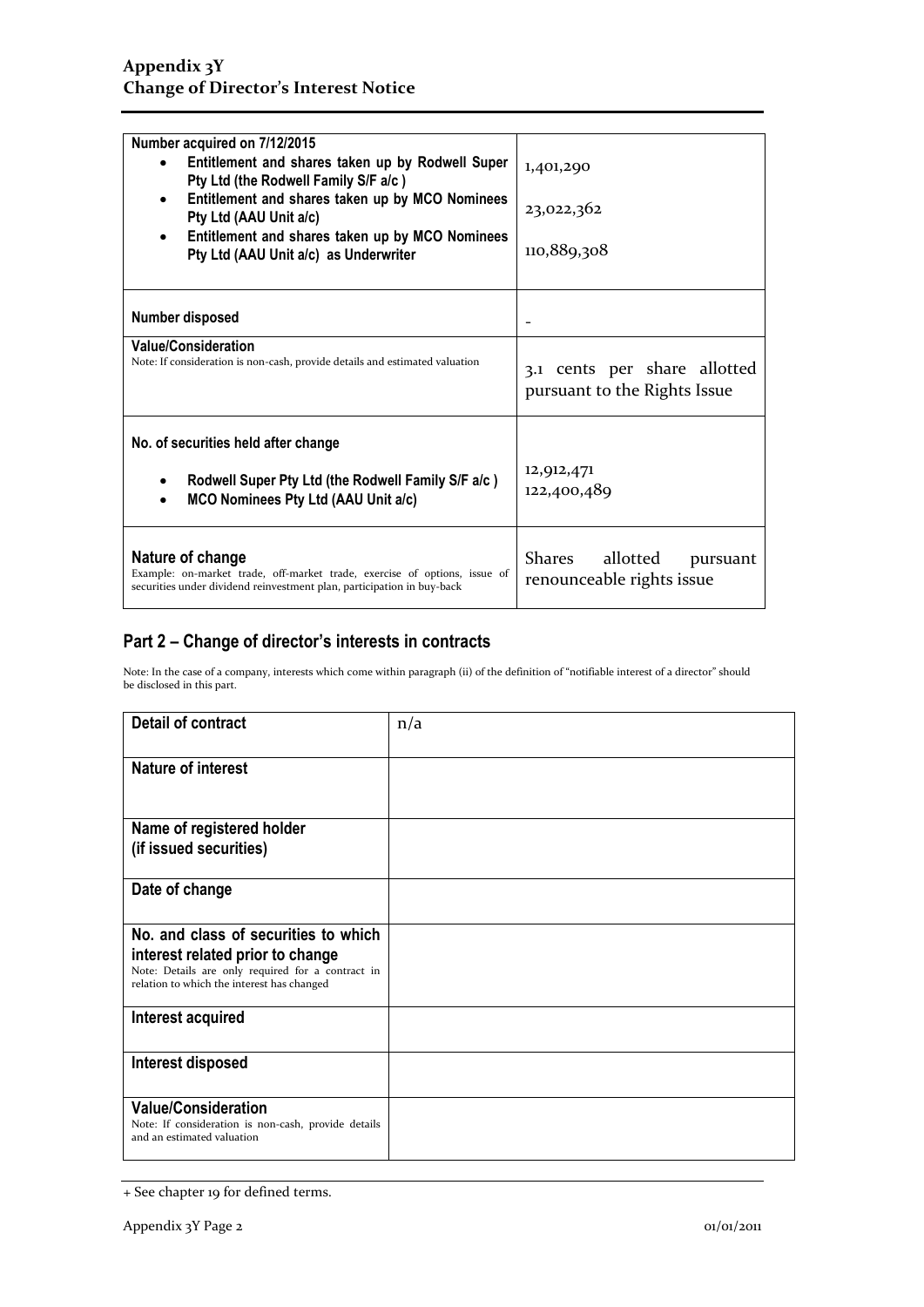| Number acquired on 7/12/2015<br>• Entitlement and shares taken up by Rodwell Super Pty Ltd (the Rodwell Family S/F a/c )<br>• Entitlement and shares taken up by MCO Nominees Pty Ltd (AAU Unit a/c)<br>• Entitlement and shares taken up by MCO Nominees Pty Ltd (AAU Unit a/c) as Underwriter | 1,401,290<br>23,022,362<br>110,889,308 |
| --- | --- |
| **Number disposed** | - |
| **Value/Consideration**<br>Note: If consideration is non-cash, provide details and estimated valuation | 3.1 cents per share allotted pursuant to the Rights Issue |
| **No. of securities held after change**<br>• Rodwell Super Pty Ltd (the Rodwell Family S/F a/c )<br>• MCO Nominees Pty Ltd (AAU Unit a/c) | 12,912,471<br>122,400,489 |
| **Nature of change**<br>Example: on-market trade, off-market trade, exercise of options, issue of securities under dividend reinvestment plan, participation in buy-back | Shares allotted pursuant renounceable rights issue |

## Part 2 – Change of director's interests in contracts

Note: In the case of a company, interests which come within paragraph (ii) of the definition of "notifiable interest of a director" should be disclosed in this part.

| **Detail of contract** | n/a |
| --- | --- |
| **Nature of interest** | |
| **Name of registered holder (if issued securities)** | |
| **Date of change** | |
| **No. and class of securities to which interest related prior to change**<br>Note: Details are only required for a contract in relation to which the interest has changed | |
| **Interest acquired** | |
| **Interest disposed** | |
| **Value/Consideration**<br>Note: If consideration is non-cash, provide details and an estimated valuation | |

+ See chapter 19 for defined terms.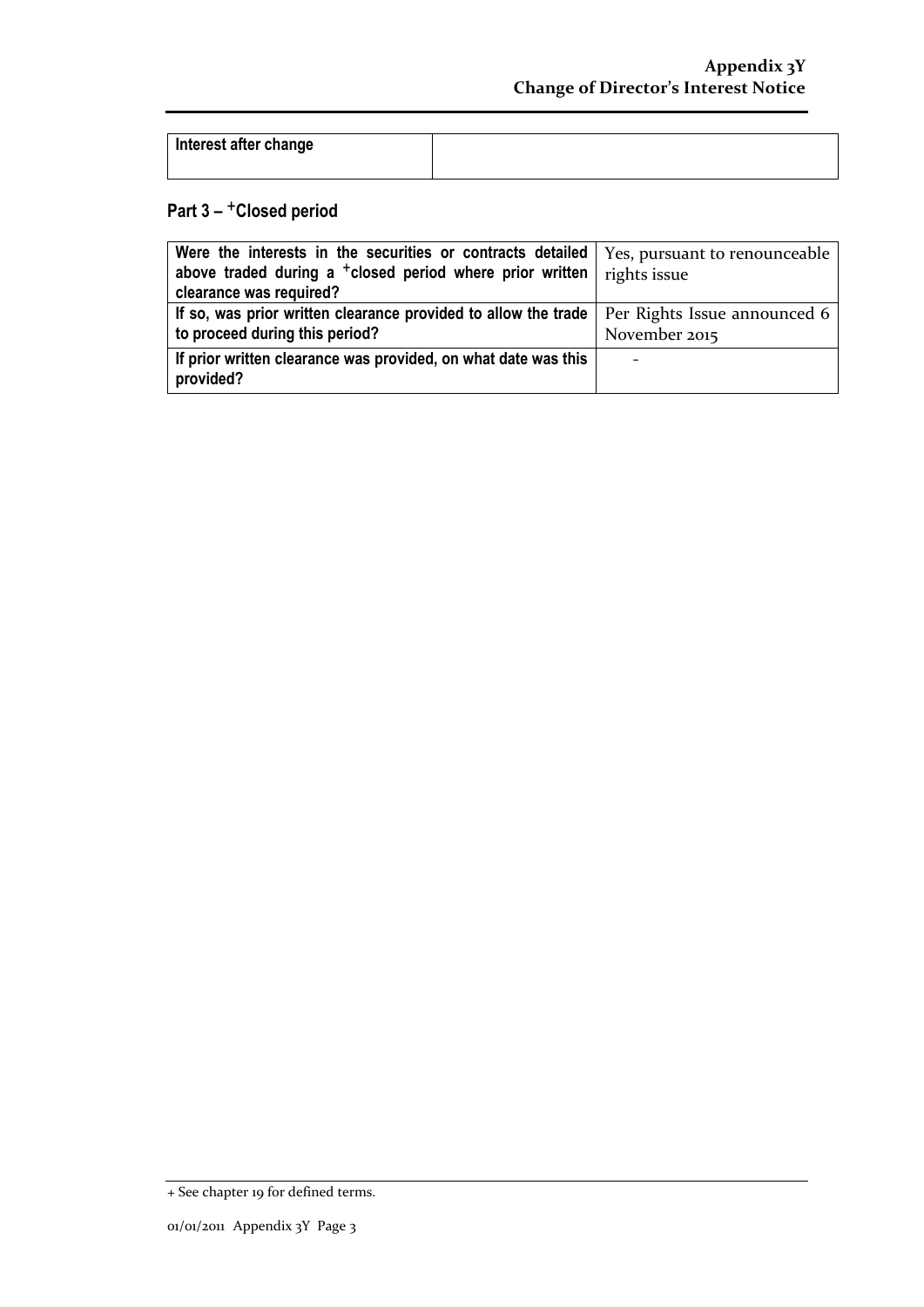| | |
|---|---|
| **Interest after change** | |

## Part 3 – +Closed period

| | |
|---|---|
| **Were the interests in the securities or contracts detailed above traded during a +closed period where prior written clearance was required?** | Yes, pursuant to renounceable rights issue |
| **If so, was prior written clearance provided to allow the trade to proceed during this period?** | Per Rights Issue announced 6 November 2015 |
| **If prior written clearance was provided, on what date was this provided?** | - |

+ See chapter 19 for defined terms.